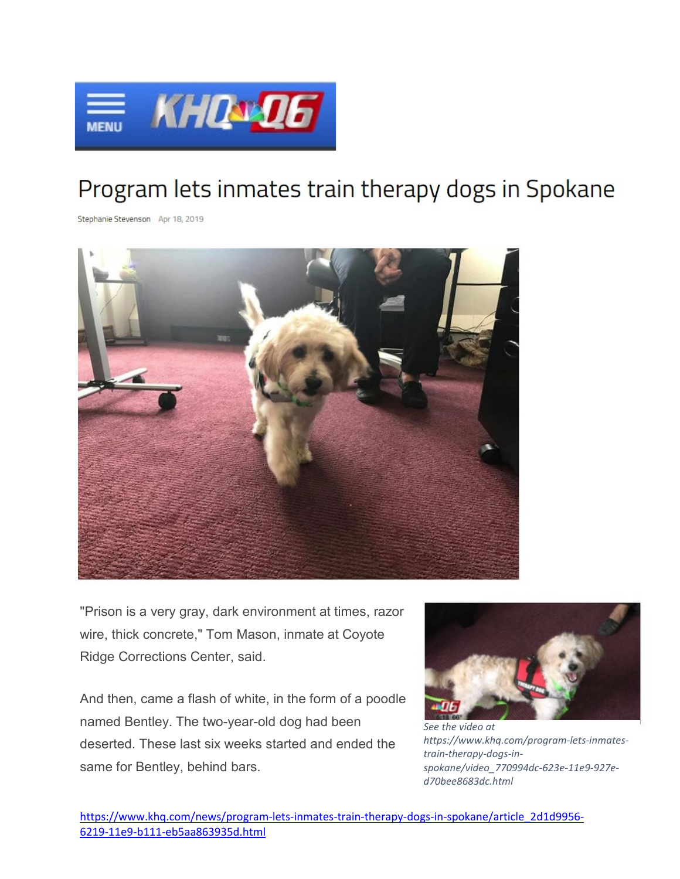KHQ Q6

# Program lets inmates train therapy dogs in Spokane

Stephanie Stevenson Apr 18, 2019

"Prison is a very gray, dark environment at times, razor wire, thick concrete," Tom Mason, inmate at Coyote Ridge Corrections Center, said.

And then, came a flash of white, in the form of a poodle named Bentley. The two-year-old dog had been deserted. These last six weeks started and ended the same for Bentley, behind bars.

*See the video at https://www.khq.com/program-lets-inmates-train-therapy-dogs-in-spokane/video_770994dc-623e-11e9-927e-d70bee8683dc.html*

https://www.khq.com/news/program-lets-inmates-train-therapy-dogs-in-spokane/article_2d1d9956-6219-11e9-b111-eb5aa863935d.html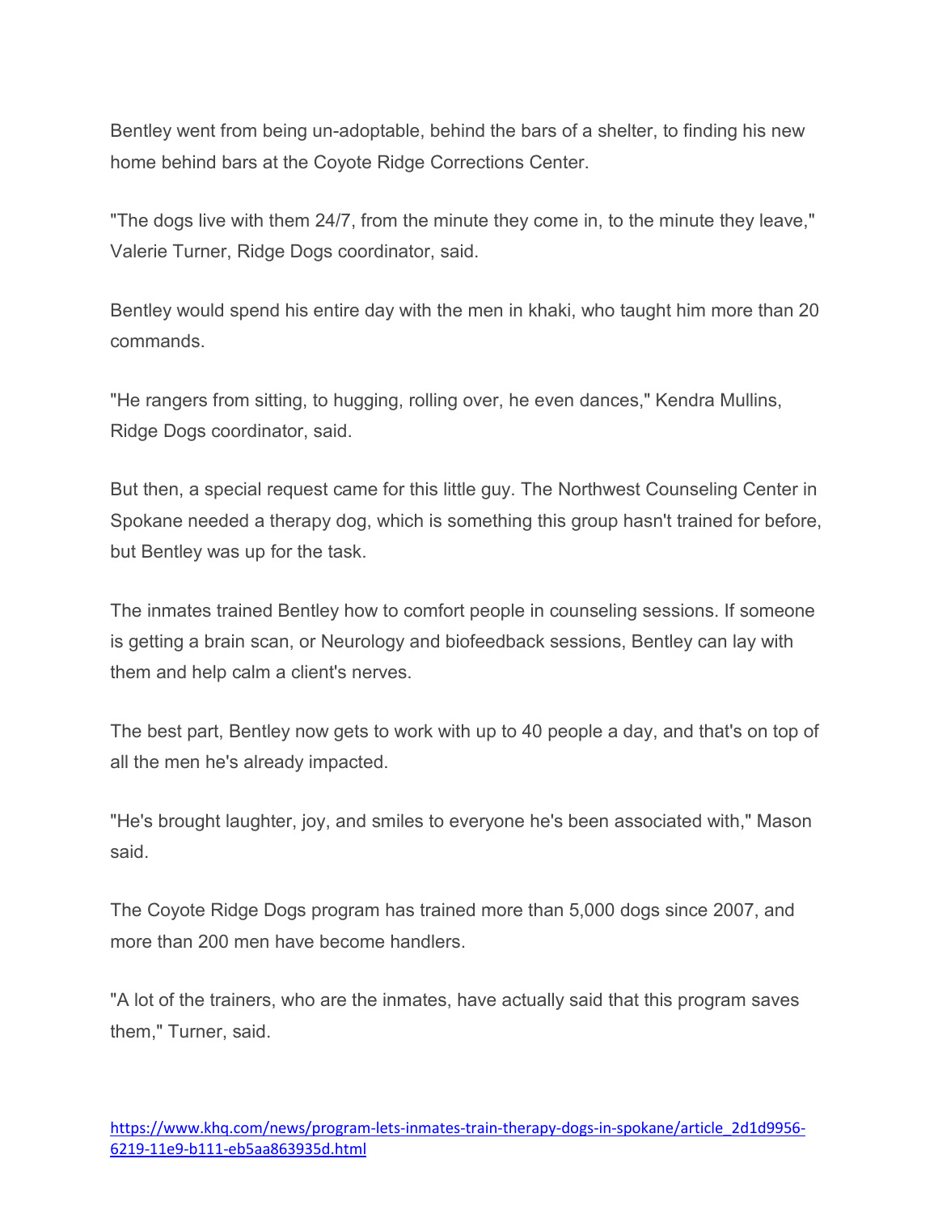Bentley went from being un-adoptable, behind the bars of a shelter, to finding his new home behind bars at the Coyote Ridge Corrections Center.

"The dogs live with them 24/7, from the minute they come in, to the minute they leave," Valerie Turner, Ridge Dogs coordinator, said.

Bentley would spend his entire day with the men in khaki, who taught him more than 20 commands.

"He rangers from sitting, to hugging, rolling over, he even dances," Kendra Mullins, Ridge Dogs coordinator, said.

But then, a special request came for this little guy. The Northwest Counseling Center in Spokane needed a therapy dog, which is something this group hasn't trained for before, but Bentley was up for the task.

The inmates trained Bentley how to comfort people in counseling sessions. If someone is getting a brain scan, or Neurology and biofeedback sessions, Bentley can lay with them and help calm a client's nerves.

The best part, Bentley now gets to work with up to 40 people a day, and that's on top of all the men he's already impacted.

"He's brought laughter, joy, and smiles to everyone he's been associated with," Mason said.

The Coyote Ridge Dogs program has trained more than 5,000 dogs since 2007, and more than 200 men have become handlers.

"A lot of the trainers, who are the inmates, have actually said that this program saves them," Turner, said.

https://www.khq.com/news/program-lets-inmates-train-therapy-dogs-in-spokane/article_2d1d9956-6219-11e9-b111-eb5aa863935d.html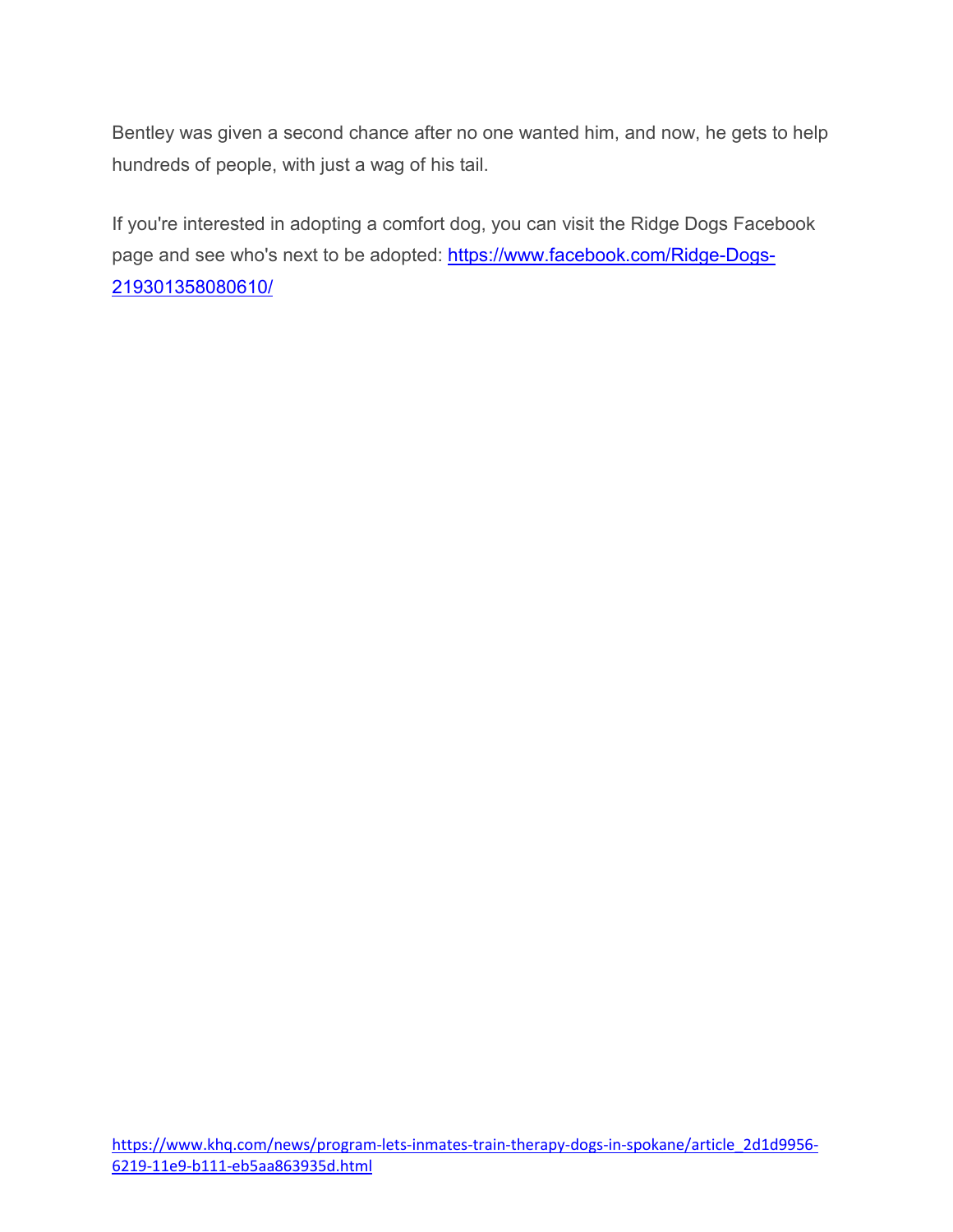Bentley was given a second chance after no one wanted him, and now, he gets to help hundreds of people, with just a wag of his tail.

If you're interested in adopting a comfort dog, you can visit the Ridge Dogs Facebook page and see who's next to be adopted: https://www.facebook.com/Ridge-Dogs-219301358080610/

https://www.khq.com/news/program-lets-inmates-train-therapy-dogs-in-spokane/article_2d1d9956-6219-11e9-b111-eb5aa863935d.html